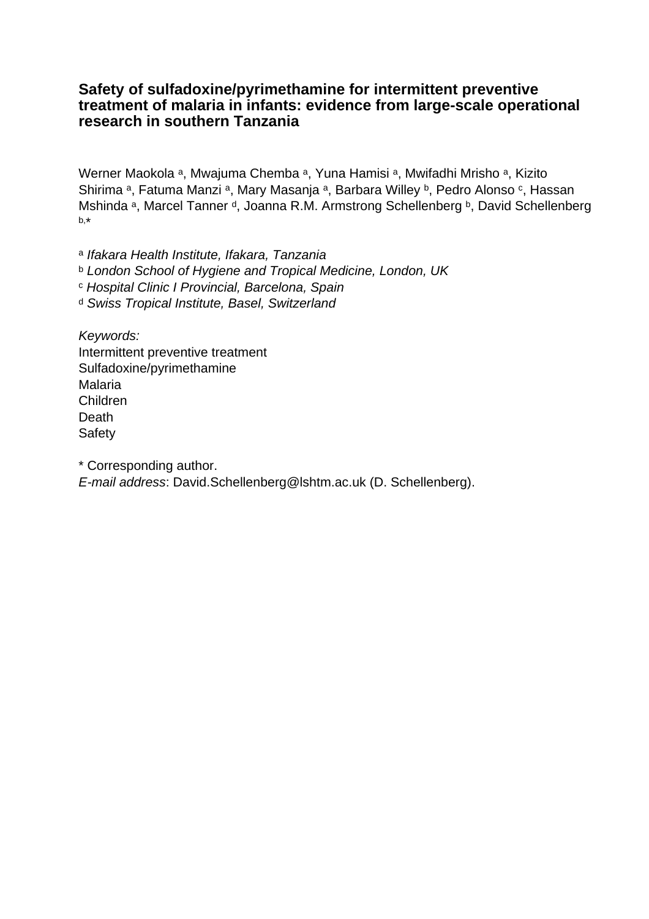# Safety of sulfadoxine/pyrimethamine for intermittent preventive treatment of malaria in infants: evidence from large-scale operational research in southern Tanzania

Werner Maokola [a], Mwajuma Chemba [a], Yuna Hamisi [a], Mwifadhi Mrisho [a], Kizito Shirima [a], Fatuma Manzi [a], Mary Masanja [a], Barbara Willey [b], Pedro Alonso [c], Hassan Mshinda [a], Marcel Tanner [d], Joanna R.M. Armstrong Schellenberg [b], David Schellenberg [b,*]

[a] *Ifakara Health Institute, Ifakara, Tanzania*
[b] *London School of Hygiene and Tropical Medicine, London, UK*
[c] *Hospital Clinic I Provincial, Barcelona, Spain*
[d] *Swiss Tropical Institute, Basel, Switzerland*

*Keywords:*
Intermittent preventive treatment
Sulfadoxine/pyrimethamine
Malaria
Children
Death
Safety

\* Corresponding author.
*E-mail address*: David.Schellenberg@lshtm.ac.uk (D. Schellenberg).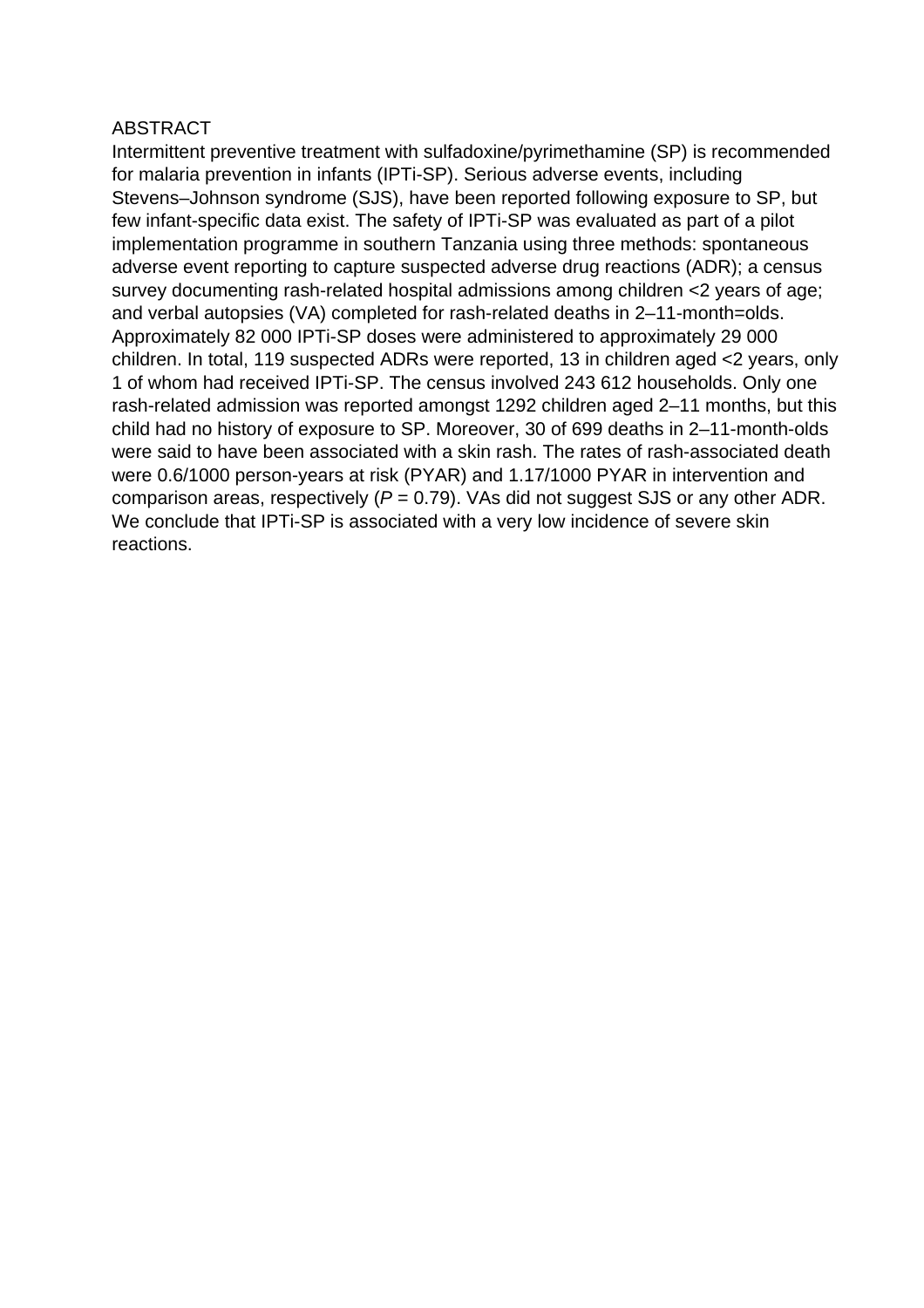## ABSTRACT

Intermittent preventive treatment with sulfadoxine/pyrimethamine (SP) is recommended for malaria prevention in infants (IPTi-SP). Serious adverse events, including Stevens–Johnson syndrome (SJS), have been reported following exposure to SP, but few infant-specific data exist. The safety of IPTi-SP was evaluated as part of a pilot implementation programme in southern Tanzania using three methods: spontaneous adverse event reporting to capture suspected adverse drug reactions (ADR); a census survey documenting rash-related hospital admissions among children <2 years of age; and verbal autopsies (VA) completed for rash-related deaths in 2–11-month=olds. Approximately 82 000 IPTi-SP doses were administered to approximately 29 000 children. In total, 119 suspected ADRs were reported, 13 in children aged <2 years, only 1 of whom had received IPTi-SP. The census involved 243 612 households. Only one rash-related admission was reported amongst 1292 children aged 2–11 months, but this child had no history of exposure to SP. Moreover, 30 of 699 deaths in 2–11-month-olds were said to have been associated with a skin rash. The rates of rash-associated death were 0.6/1000 person-years at risk (PYAR) and 1.17/1000 PYAR in intervention and comparison areas, respectively (*P* = 0.79). VAs did not suggest SJS or any other ADR. We conclude that IPTi-SP is associated with a very low incidence of severe skin reactions.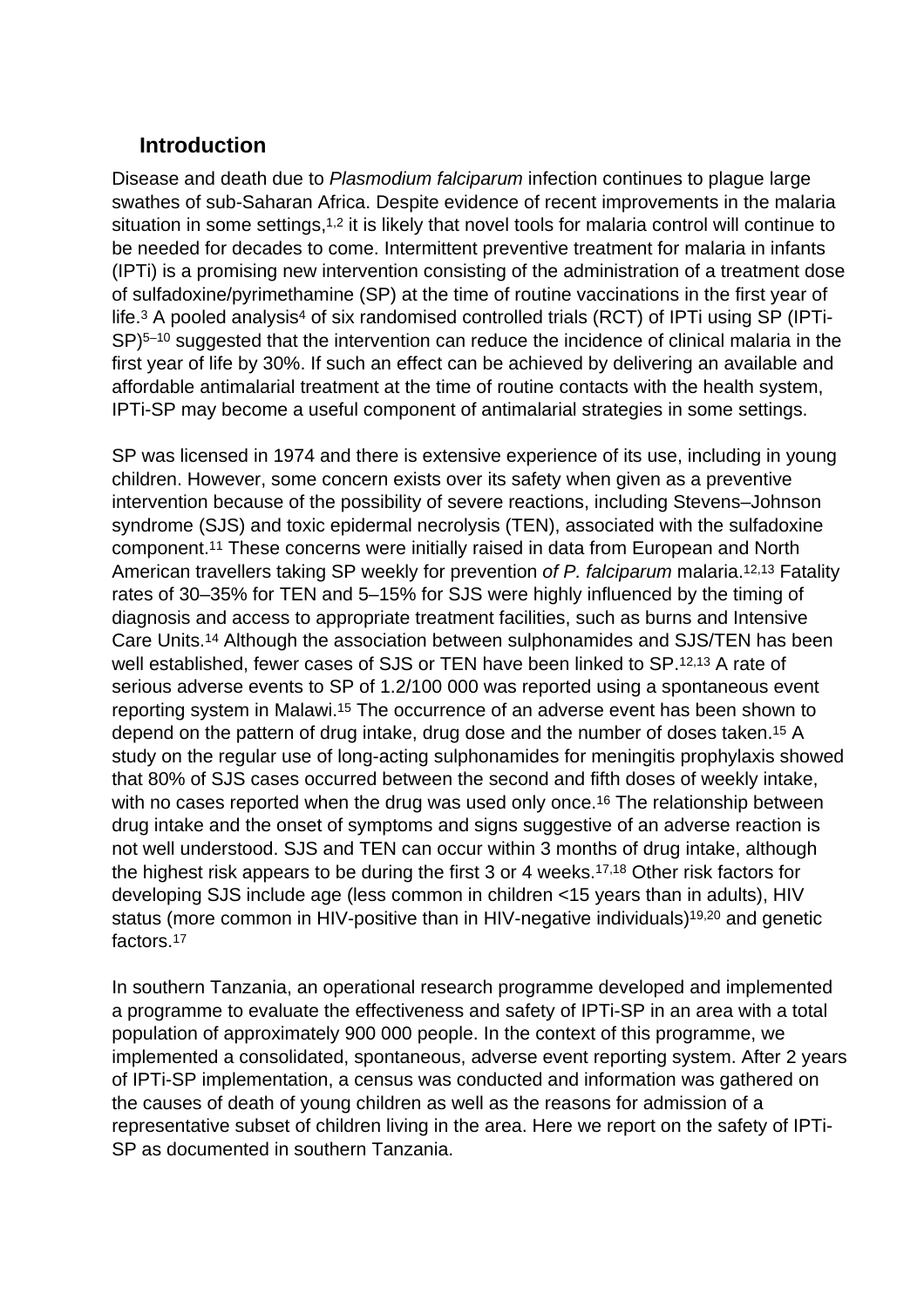## Introduction

Disease and death due to *Plasmodium falciparum* infection continues to plague large swathes of sub-Saharan Africa. Despite evidence of recent improvements in the malaria situation in some settings,[1,2] it is likely that novel tools for malaria control will continue to be needed for decades to come. Intermittent preventive treatment for malaria in infants (IPTi) is a promising new intervention consisting of the administration of a treatment dose of sulfadoxine/pyrimethamine (SP) at the time of routine vaccinations in the first year of life.[3] A pooled analysis[4] of six randomised controlled trials (RCT) of IPTi using SP (IPTi-SP)[5–10] suggested that the intervention can reduce the incidence of clinical malaria in the first year of life by 30%. If such an effect can be achieved by delivering an available and affordable antimalarial treatment at the time of routine contacts with the health system, IPTi-SP may become a useful component of antimalarial strategies in some settings.

SP was licensed in 1974 and there is extensive experience of its use, including in young children. However, some concern exists over its safety when given as a preventive intervention because of the possibility of severe reactions, including Stevens–Johnson syndrome (SJS) and toxic epidermal necrolysis (TEN), associated with the sulfadoxine component.[11] These concerns were initially raised in data from European and North American travellers taking SP weekly for prevention *of P. falciparum* malaria.[12,13] Fatality rates of 30–35% for TEN and 5–15% for SJS were highly influenced by the timing of diagnosis and access to appropriate treatment facilities, such as burns and Intensive Care Units.[14] Although the association between sulphonamides and SJS/TEN has been well established, fewer cases of SJS or TEN have been linked to SP.[12,13] A rate of serious adverse events to SP of 1.2/100 000 was reported using a spontaneous event reporting system in Malawi.[15] The occurrence of an adverse event has been shown to depend on the pattern of drug intake, drug dose and the number of doses taken.[15] A study on the regular use of long-acting sulphonamides for meningitis prophylaxis showed that 80% of SJS cases occurred between the second and fifth doses of weekly intake, with no cases reported when the drug was used only once.[16] The relationship between drug intake and the onset of symptoms and signs suggestive of an adverse reaction is not well understood. SJS and TEN can occur within 3 months of drug intake, although the highest risk appears to be during the first 3 or 4 weeks.[17,18] Other risk factors for developing SJS include age (less common in children <15 years than in adults), HIV status (more common in HIV-positive than in HIV-negative individuals)[19,20] and genetic factors.[17]

In southern Tanzania, an operational research programme developed and implemented a programme to evaluate the effectiveness and safety of IPTi-SP in an area with a total population of approximately 900 000 people. In the context of this programme, we implemented a consolidated, spontaneous, adverse event reporting system. After 2 years of IPTi-SP implementation, a census was conducted and information was gathered on the causes of death of young children as well as the reasons for admission of a representative subset of children living in the area. Here we report on the safety of IPTi-SP as documented in southern Tanzania.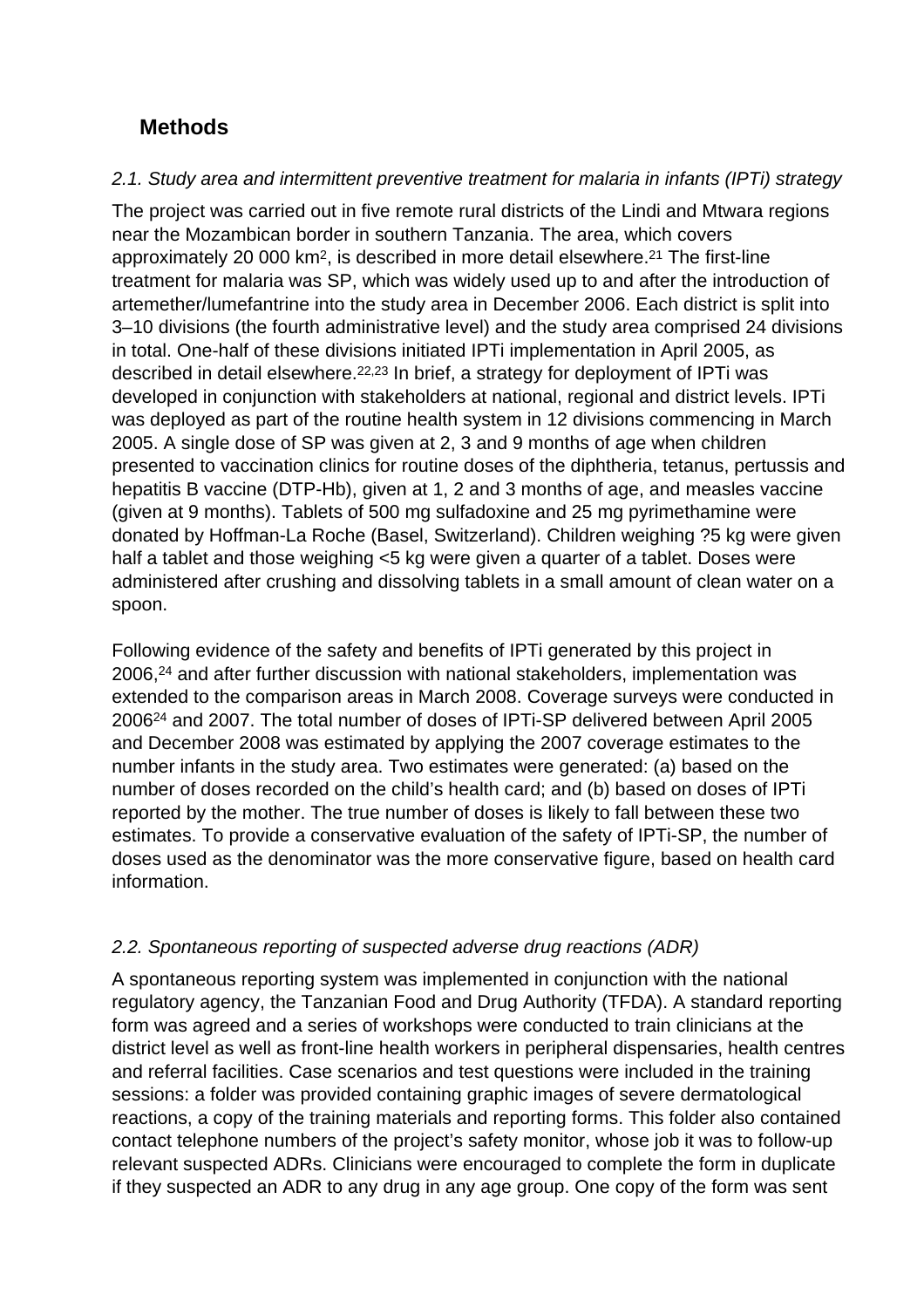## Methods

*2.1. Study area and intermittent preventive treatment for malaria in infants (IPTi) strategy*

The project was carried out in five remote rural districts of the Lindi and Mtwara regions near the Mozambican border in southern Tanzania. The area, which covers approximately 20 000 km$^2$, is described in more detail elsewhere.[21] The first-line treatment for malaria was SP, which was widely used up to and after the introduction of artemether/lumefantrine into the study area in December 2006. Each district is split into 3–10 divisions (the fourth administrative level) and the study area comprised 24 divisions in total. One-half of these divisions initiated IPTi implementation in April 2005, as described in detail elsewhere.[22,23] In brief, a strategy for deployment of IPTi was developed in conjunction with stakeholders at national, regional and district levels. IPTi was deployed as part of the routine health system in 12 divisions commencing in March 2005. A single dose of SP was given at 2, 3 and 9 months of age when children presented to vaccination clinics for routine doses of the diphtheria, tetanus, pertussis and hepatitis B vaccine (DTP-Hb), given at 1, 2 and 3 months of age, and measles vaccine (given at 9 months). Tablets of 500 mg sulfadoxine and 25 mg pyrimethamine were donated by Hoffman-La Roche (Basel, Switzerland). Children weighing ?5 kg were given half a tablet and those weighing <5 kg were given a quarter of a tablet. Doses were administered after crushing and dissolving tablets in a small amount of clean water on a spoon.

Following evidence of the safety and benefits of IPTi generated by this project in 2006,[24] and after further discussion with national stakeholders, implementation was extended to the comparison areas in March 2008. Coverage surveys were conducted in 2006[24] and 2007. The total number of doses of IPTi-SP delivered between April 2005 and December 2008 was estimated by applying the 2007 coverage estimates to the number infants in the study area. Two estimates were generated: (a) based on the number of doses recorded on the child's health card; and (b) based on doses of IPTi reported by the mother. The true number of doses is likely to fall between these two estimates. To provide a conservative evaluation of the safety of IPTi-SP, the number of doses used as the denominator was the more conservative figure, based on health card information.

*2.2. Spontaneous reporting of suspected adverse drug reactions (ADR)*

A spontaneous reporting system was implemented in conjunction with the national regulatory agency, the Tanzanian Food and Drug Authority (TFDA). A standard reporting form was agreed and a series of workshops were conducted to train clinicians at the district level as well as front-line health workers in peripheral dispensaries, health centres and referral facilities. Case scenarios and test questions were included in the training sessions: a folder was provided containing graphic images of severe dermatological reactions, a copy of the training materials and reporting forms. This folder also contained contact telephone numbers of the project's safety monitor, whose job it was to follow-up relevant suspected ADRs. Clinicians were encouraged to complete the form in duplicate if they suspected an ADR to any drug in any age group. One copy of the form was sent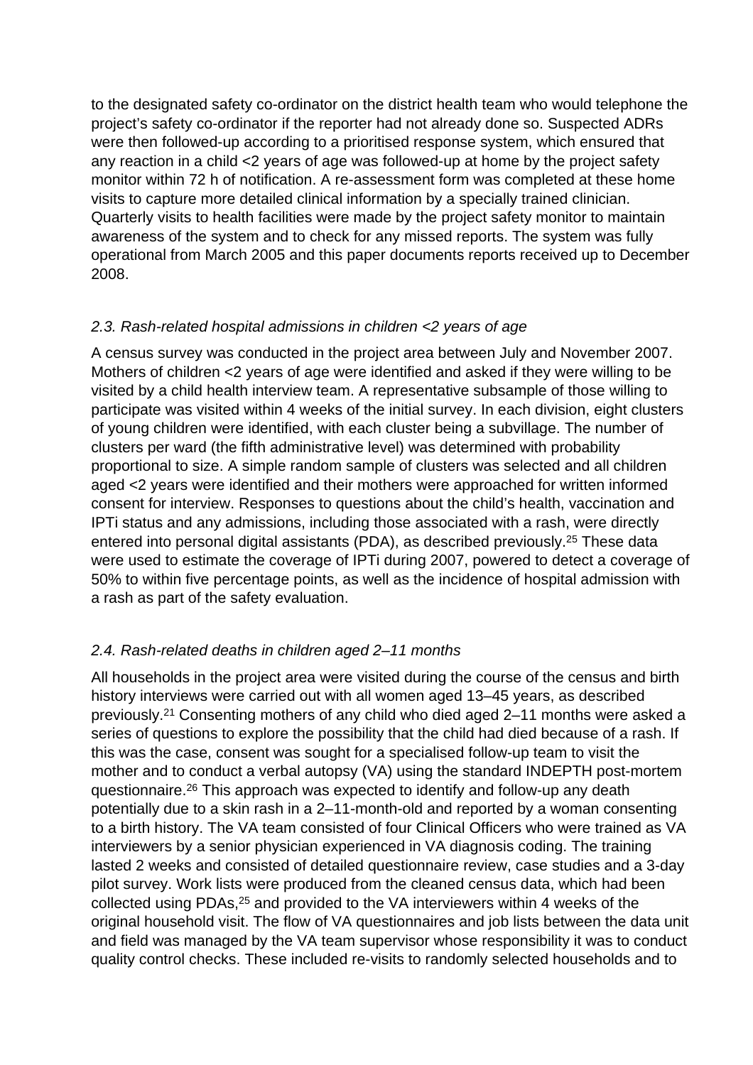to the designated safety co-ordinator on the district health team who would telephone the project's safety co-ordinator if the reporter had not already done so. Suspected ADRs were then followed-up according to a prioritised response system, which ensured that any reaction in a child <2 years of age was followed-up at home by the project safety monitor within 72 h of notification. A re-assessment form was completed at these home visits to capture more detailed clinical information by a specially trained clinician. Quarterly visits to health facilities were made by the project safety monitor to maintain awareness of the system and to check for any missed reports. The system was fully operational from March 2005 and this paper documents reports received up to December 2008.

### *2.3. Rash-related hospital admissions in children <2 years of age*

A census survey was conducted in the project area between July and November 2007. Mothers of children <2 years of age were identified and asked if they were willing to be visited by a child health interview team. A representative subsample of those willing to participate was visited within 4 weeks of the initial survey. In each division, eight clusters of young children were identified, with each cluster being a subvillage. The number of clusters per ward (the fifth administrative level) was determined with probability proportional to size. A simple random sample of clusters was selected and all children aged <2 years were identified and their mothers were approached for written informed consent for interview. Responses to questions about the child's health, vaccination and IPTi status and any admissions, including those associated with a rash, were directly entered into personal digital assistants (PDA), as described previously.[25] These data were used to estimate the coverage of IPTi during 2007, powered to detect a coverage of 50% to within five percentage points, as well as the incidence of hospital admission with a rash as part of the safety evaluation.

### *2.4. Rash-related deaths in children aged 2–11 months*

All households in the project area were visited during the course of the census and birth history interviews were carried out with all women aged 13–45 years, as described previously.[21] Consenting mothers of any child who died aged 2–11 months were asked a series of questions to explore the possibility that the child had died because of a rash. If this was the case, consent was sought for a specialised follow-up team to visit the mother and to conduct a verbal autopsy (VA) using the standard INDEPTH post-mortem questionnaire.[26] This approach was expected to identify and follow-up any death potentially due to a skin rash in a 2–11-month-old and reported by a woman consenting to a birth history. The VA team consisted of four Clinical Officers who were trained as VA interviewers by a senior physician experienced in VA diagnosis coding. The training lasted 2 weeks and consisted of detailed questionnaire review, case studies and a 3-day pilot survey. Work lists were produced from the cleaned census data, which had been collected using PDAs,[25] and provided to the VA interviewers within 4 weeks of the original household visit. The flow of VA questionnaires and job lists between the data unit and field was managed by the VA team supervisor whose responsibility it was to conduct quality control checks. These included re-visits to randomly selected households and to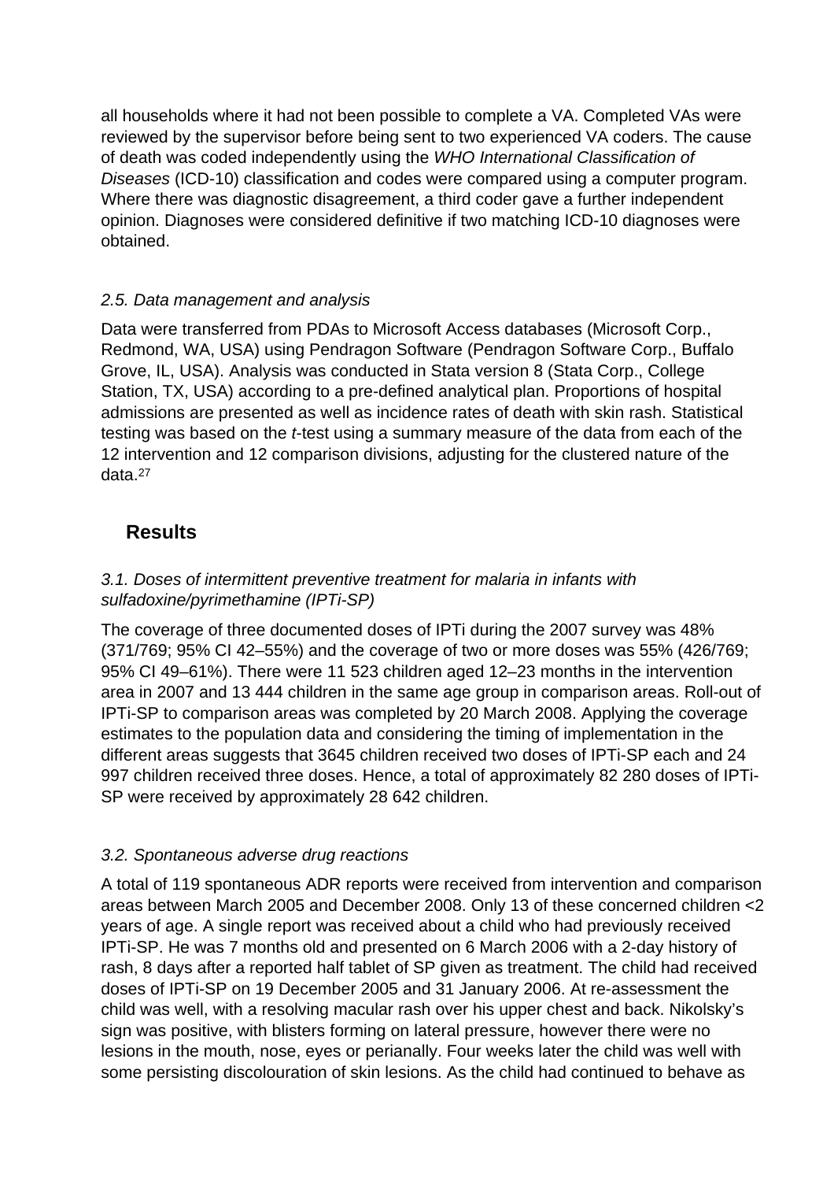all households where it had not been possible to complete a VA. Completed VAs were reviewed by the supervisor before being sent to two experienced VA coders. The cause of death was coded independently using the *WHO International Classification of Diseases* (ICD-10) classification and codes were compared using a computer program. Where there was diagnostic disagreement, a third coder gave a further independent opinion. Diagnoses were considered definitive if two matching ICD-10 diagnoses were obtained.

### *2.5. Data management and analysis*

Data were transferred from PDAs to Microsoft Access databases (Microsoft Corp., Redmond, WA, USA) using Pendragon Software (Pendragon Software Corp., Buffalo Grove, IL, USA). Analysis was conducted in Stata version 8 (Stata Corp., College Station, TX, USA) according to a pre-defined analytical plan. Proportions of hospital admissions are presented as well as incidence rates of death with skin rash. Statistical testing was based on the *t*-test using a summary measure of the data from each of the 12 intervention and 12 comparison divisions, adjusting for the clustered nature of the data.[27]

## Results

### *3.1. Doses of intermittent preventive treatment for malaria in infants with sulfadoxine/pyrimethamine (IPTi-SP)*

The coverage of three documented doses of IPTi during the 2007 survey was 48% (371/769; 95% CI 42–55%) and the coverage of two or more doses was 55% (426/769; 95% CI 49–61%). There were 11 523 children aged 12–23 months in the intervention area in 2007 and 13 444 children in the same age group in comparison areas. Roll-out of IPTi-SP to comparison areas was completed by 20 March 2008. Applying the coverage estimates to the population data and considering the timing of implementation in the different areas suggests that 3645 children received two doses of IPTi-SP each and 24 997 children received three doses. Hence, a total of approximately 82 280 doses of IPTi-SP were received by approximately 28 642 children.

### *3.2. Spontaneous adverse drug reactions*

A total of 119 spontaneous ADR reports were received from intervention and comparison areas between March 2005 and December 2008. Only 13 of these concerned children <2 years of age. A single report was received about a child who had previously received IPTi-SP. He was 7 months old and presented on 6 March 2006 with a 2-day history of rash, 8 days after a reported half tablet of SP given as treatment. The child had received doses of IPTi-SP on 19 December 2005 and 31 January 2006. At re-assessment the child was well, with a resolving macular rash over his upper chest and back. Nikolsky's sign was positive, with blisters forming on lateral pressure, however there were no lesions in the mouth, nose, eyes or perianally. Four weeks later the child was well with some persisting discolouration of skin lesions. As the child had continued to behave as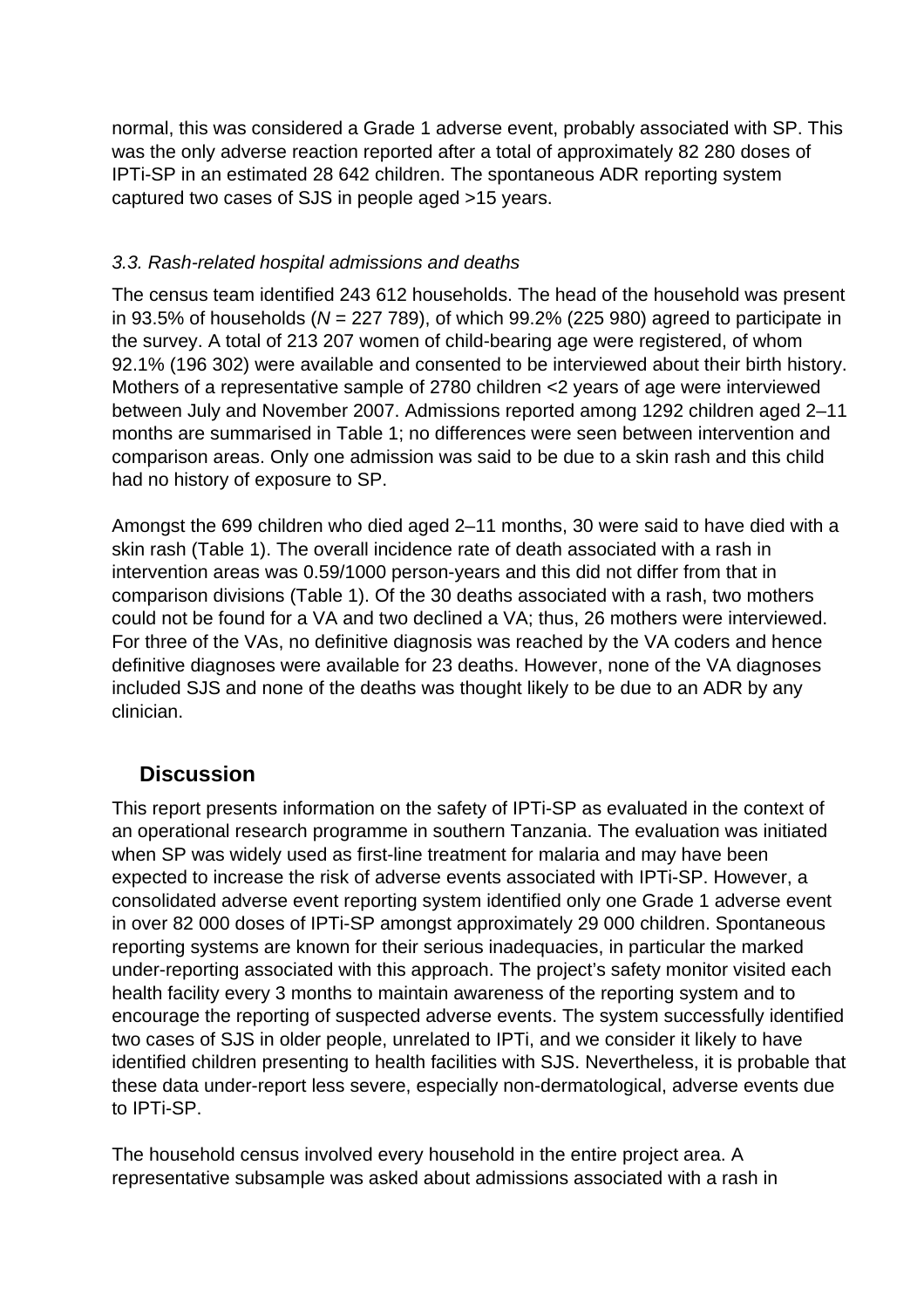normal, this was considered a Grade 1 adverse event, probably associated with SP. This was the only adverse reaction reported after a total of approximately 82 280 doses of IPTi-SP in an estimated 28 642 children. The spontaneous ADR reporting system captured two cases of SJS in people aged >15 years.

### *3.3. Rash-related hospital admissions and deaths*

The census team identified 243 612 households. The head of the household was present in 93.5% of households (*N* = 227 789), of which 99.2% (225 980) agreed to participate in the survey. A total of 213 207 women of child-bearing age were registered, of whom 92.1% (196 302) were available and consented to be interviewed about their birth history. Mothers of a representative sample of 2780 children <2 years of age were interviewed between July and November 2007. Admissions reported among 1292 children aged 2–11 months are summarised in Table 1; no differences were seen between intervention and comparison areas. Only one admission was said to be due to a skin rash and this child had no history of exposure to SP.

Amongst the 699 children who died aged 2–11 months, 30 were said to have died with a skin rash (Table 1). The overall incidence rate of death associated with a rash in intervention areas was 0.59/1000 person-years and this did not differ from that in comparison divisions (Table 1). Of the 30 deaths associated with a rash, two mothers could not be found for a VA and two declined a VA; thus, 26 mothers were interviewed. For three of the VAs, no definitive diagnosis was reached by the VA coders and hence definitive diagnoses were available for 23 deaths. However, none of the VA diagnoses included SJS and none of the deaths was thought likely to be due to an ADR by any clinician.

## Discussion

This report presents information on the safety of IPTi-SP as evaluated in the context of an operational research programme in southern Tanzania. The evaluation was initiated when SP was widely used as first-line treatment for malaria and may have been expected to increase the risk of adverse events associated with IPTi-SP. However, a consolidated adverse event reporting system identified only one Grade 1 adverse event in over 82 000 doses of IPTi-SP amongst approximately 29 000 children. Spontaneous reporting systems are known for their serious inadequacies, in particular the marked under-reporting associated with this approach. The project's safety monitor visited each health facility every 3 months to maintain awareness of the reporting system and to encourage the reporting of suspected adverse events. The system successfully identified two cases of SJS in older people, unrelated to IPTi, and we consider it likely to have identified children presenting to health facilities with SJS. Nevertheless, it is probable that these data under-report less severe, especially non-dermatological, adverse events due to IPTi-SP.

The household census involved every household in the entire project area. A representative subsample was asked about admissions associated with a rash in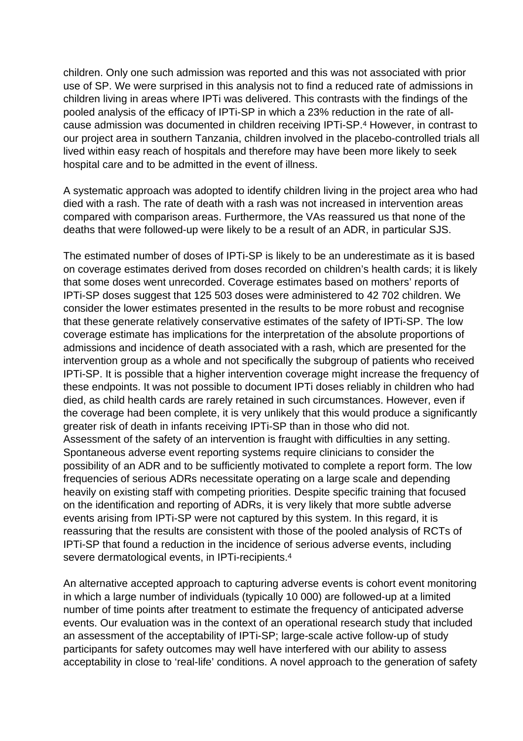children. Only one such admission was reported and this was not associated with prior use of SP. We were surprised in this analysis not to find a reduced rate of admissions in children living in areas where IPTi was delivered. This contrasts with the findings of the pooled analysis of the efficacy of IPTi-SP in which a 23% reduction in the rate of all-cause admission was documented in children receiving IPTi-SP.[4] However, in contrast to our project area in southern Tanzania, children involved in the placebo-controlled trials all lived within easy reach of hospitals and therefore may have been more likely to seek hospital care and to be admitted in the event of illness.

A systematic approach was adopted to identify children living in the project area who had died with a rash. The rate of death with a rash was not increased in intervention areas compared with comparison areas. Furthermore, the VAs reassured us that none of the deaths that were followed-up were likely to be a result of an ADR, in particular SJS.

The estimated number of doses of IPTi-SP is likely to be an underestimate as it is based on coverage estimates derived from doses recorded on children's health cards; it is likely that some doses went unrecorded. Coverage estimates based on mothers' reports of IPTi-SP doses suggest that 125 503 doses were administered to 42 702 children. We consider the lower estimates presented in the results to be more robust and recognise that these generate relatively conservative estimates of the safety of IPTi-SP. The low coverage estimate has implications for the interpretation of the absolute proportions of admissions and incidence of death associated with a rash, which are presented for the intervention group as a whole and not specifically the subgroup of patients who received IPTi-SP. It is possible that a higher intervention coverage might increase the frequency of these endpoints. It was not possible to document IPTi doses reliably in children who had died, as child health cards are rarely retained in such circumstances. However, even if the coverage had been complete, it is very unlikely that this would produce a significantly greater risk of death in infants receiving IPTi-SP than in those who did not.
Assessment of the safety of an intervention is fraught with difficulties in any setting. Spontaneous adverse event reporting systems require clinicians to consider the possibility of an ADR and to be sufficiently motivated to complete a report form. The low frequencies of serious ADRs necessitate operating on a large scale and depending heavily on existing staff with competing priorities. Despite specific training that focused on the identification and reporting of ADRs, it is very likely that more subtle adverse events arising from IPTi-SP were not captured by this system. In this regard, it is reassuring that the results are consistent with those of the pooled analysis of RCTs of IPTi-SP that found a reduction in the incidence of serious adverse events, including severe dermatological events, in IPTi-recipients.[4]

An alternative accepted approach to capturing adverse events is cohort event monitoring in which a large number of individuals (typically 10 000) are followed-up at a limited number of time points after treatment to estimate the frequency of anticipated adverse events. Our evaluation was in the context of an operational research study that included an assessment of the acceptability of IPTi-SP; large-scale active follow-up of study participants for safety outcomes may well have interfered with our ability to assess acceptability in close to 'real-life' conditions. A novel approach to the generation of safety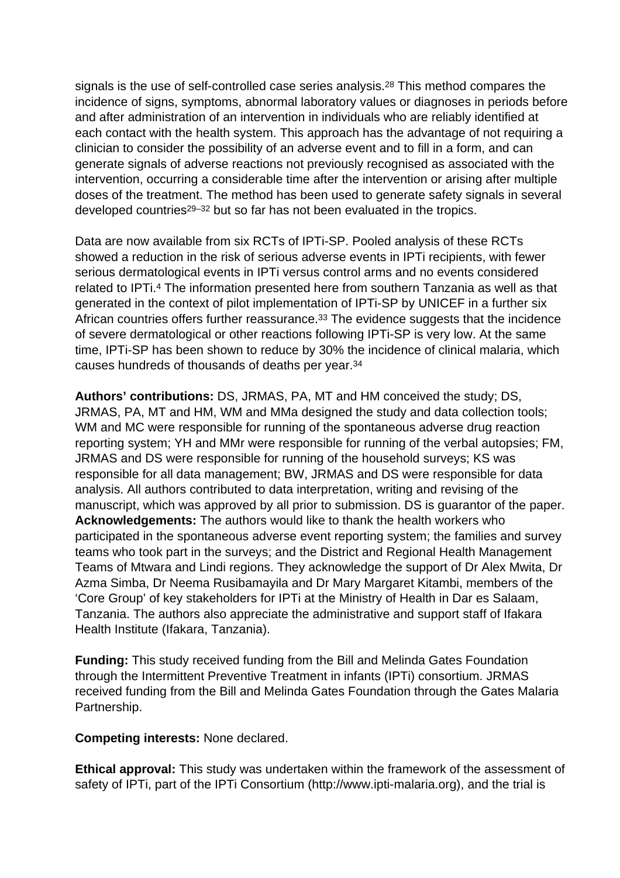signals is the use of self-controlled case series analysis.[28] This method compares the incidence of signs, symptoms, abnormal laboratory values or diagnoses in periods before and after administration of an intervention in individuals who are reliably identified at each contact with the health system. This approach has the advantage of not requiring a clinician to consider the possibility of an adverse event and to fill in a form, and can generate signals of adverse reactions not previously recognised as associated with the intervention, occurring a considerable time after the intervention or arising after multiple doses of the treatment. The method has been used to generate safety signals in several developed countries[29–32] but so far has not been evaluated in the tropics.

Data are now available from six RCTs of IPTi-SP. Pooled analysis of these RCTs showed a reduction in the risk of serious adverse events in IPTi recipients, with fewer serious dermatological events in IPTi versus control arms and no events considered related to IPTi.[4] The information presented here from southern Tanzania as well as that generated in the context of pilot implementation of IPTi-SP by UNICEF in a further six African countries offers further reassurance.[33] The evidence suggests that the incidence of severe dermatological or other reactions following IPTi-SP is very low. At the same time, IPTi-SP has been shown to reduce by 30% the incidence of clinical malaria, which causes hundreds of thousands of deaths per year.[34]

**Authors' contributions:** DS, JRMAS, PA, MT and HM conceived the study; DS, JRMAS, PA, MT and HM, WM and MMa designed the study and data collection tools; WM and MC were responsible for running of the spontaneous adverse drug reaction reporting system; YH and MMr were responsible for running of the verbal autopsies; FM, JRMAS and DS were responsible for running of the household surveys; KS was responsible for all data management; BW, JRMAS and DS were responsible for data analysis. All authors contributed to data interpretation, writing and revising of the manuscript, which was approved by all prior to submission. DS is guarantor of the paper.

**Acknowledgements:** The authors would like to thank the health workers who participated in the spontaneous adverse event reporting system; the families and survey teams who took part in the surveys; and the District and Regional Health Management Teams of Mtwara and Lindi regions. They acknowledge the support of Dr Alex Mwita, Dr Azma Simba, Dr Neema Rusibamayila and Dr Mary Margaret Kitambi, members of the 'Core Group' of key stakeholders for IPTi at the Ministry of Health in Dar es Salaam, Tanzania. The authors also appreciate the administrative and support staff of Ifakara Health Institute (Ifakara, Tanzania).

**Funding:** This study received funding from the Bill and Melinda Gates Foundation through the Intermittent Preventive Treatment in infants (IPTi) consortium. JRMAS received funding from the Bill and Melinda Gates Foundation through the Gates Malaria Partnership.

**Competing interests:** None declared.

**Ethical approval:** This study was undertaken within the framework of the assessment of safety of IPTi, part of the IPTi Consortium (http://www.ipti-malaria.org), and the trial is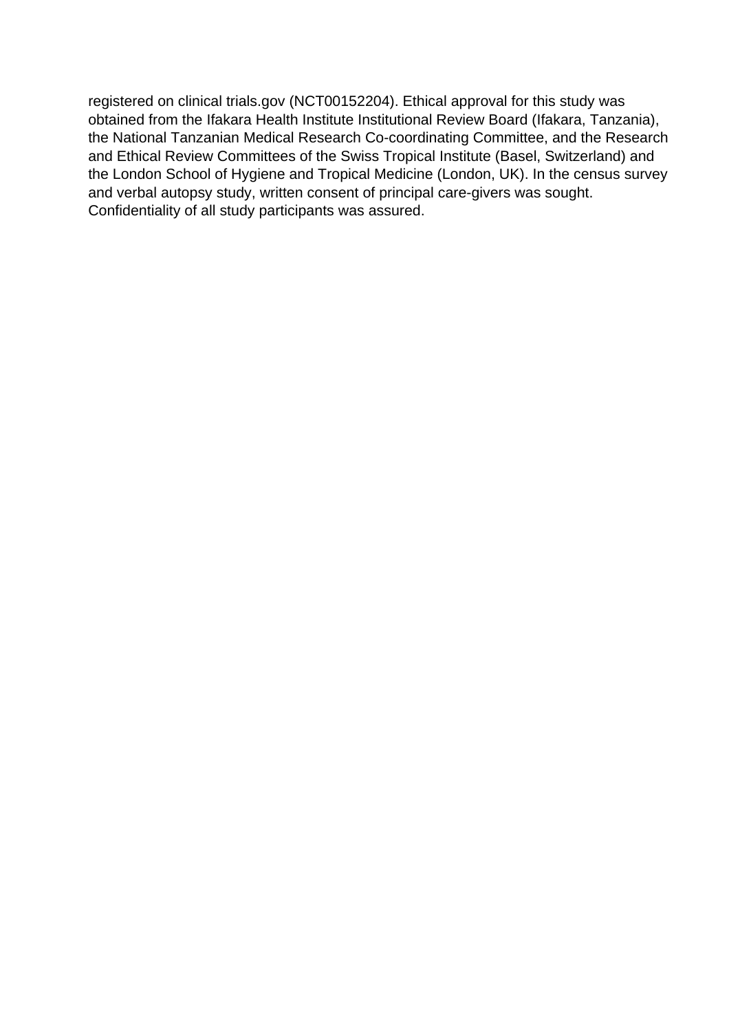registered on clinical trials.gov (NCT00152204). Ethical approval for this study was obtained from the Ifakara Health Institute Institutional Review Board (Ifakara, Tanzania), the National Tanzanian Medical Research Co-coordinating Committee, and the Research and Ethical Review Committees of the Swiss Tropical Institute (Basel, Switzerland) and the London School of Hygiene and Tropical Medicine (London, UK). In the census survey and verbal autopsy study, written consent of principal care-givers was sought. Confidentiality of all study participants was assured.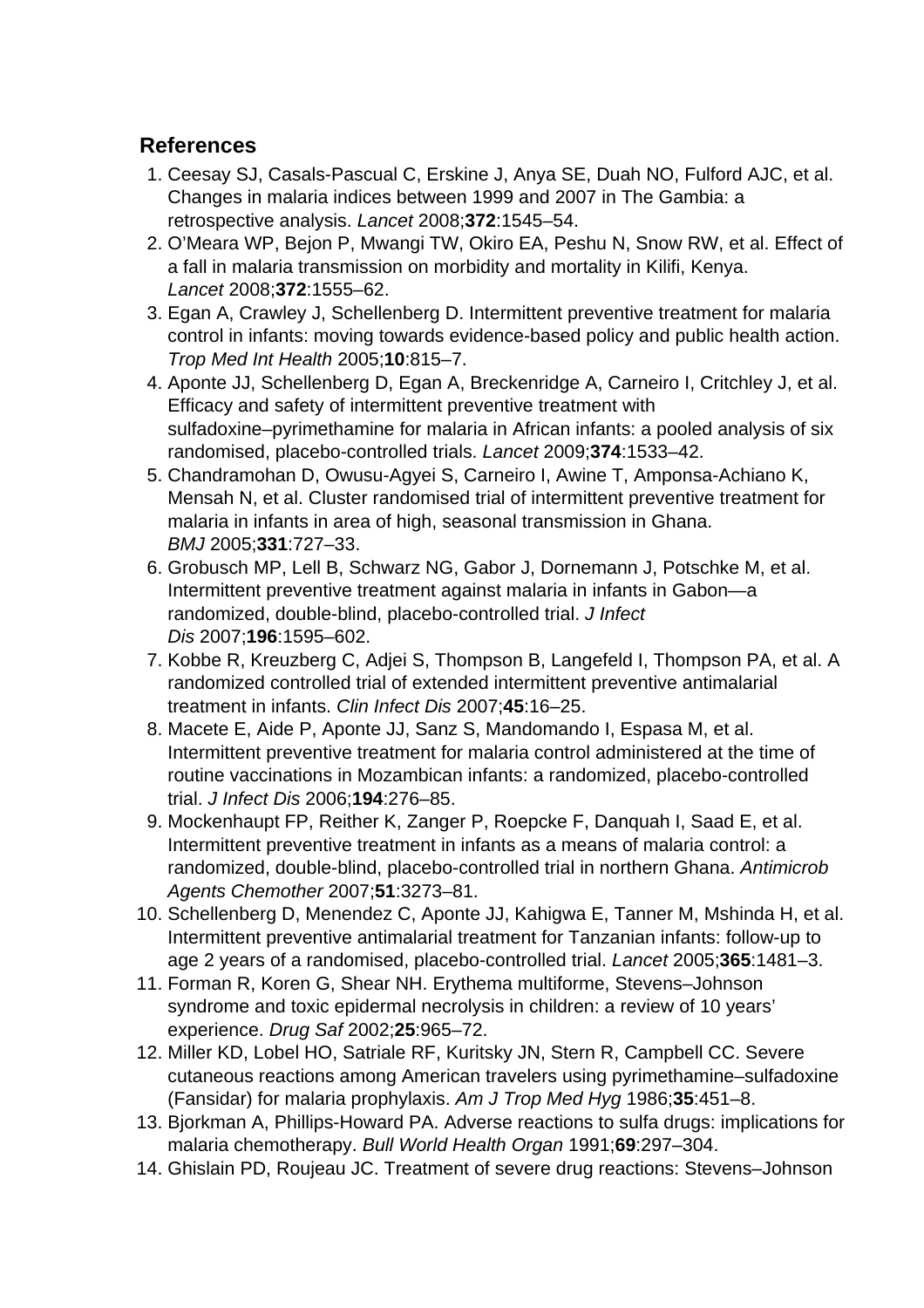## References

1. Ceesay SJ, Casals-Pascual C, Erskine J, Anya SE, Duah NO, Fulford AJC, et al. Changes in malaria indices between 1999 and 2007 in The Gambia: a retrospective analysis. *Lancet* 2008;**372**:1545–54.
2. O'Meara WP, Bejon P, Mwangi TW, Okiro EA, Peshu N, Snow RW, et al. Effect of a fall in malaria transmission on morbidity and mortality in Kilifi, Kenya. *Lancet* 2008;**372**:1555–62.
3. Egan A, Crawley J, Schellenberg D. Intermittent preventive treatment for malaria control in infants: moving towards evidence-based policy and public health action. *Trop Med Int Health* 2005;**10**:815–7.
4. Aponte JJ, Schellenberg D, Egan A, Breckenridge A, Carneiro I, Critchley J, et al. Efficacy and safety of intermittent preventive treatment with sulfadoxine–pyrimethamine for malaria in African infants: a pooled analysis of six randomised, placebo-controlled trials. *Lancet* 2009;**374**:1533–42.
5. Chandramohan D, Owusu-Agyei S, Carneiro I, Awine T, Amponsa-Achiano K, Mensah N, et al. Cluster randomised trial of intermittent preventive treatment for malaria in infants in area of high, seasonal transmission in Ghana. *BMJ* 2005;**331**:727–33.
6. Grobusch MP, Lell B, Schwarz NG, Gabor J, Dornemann J, Potschke M, et al. Intermittent preventive treatment against malaria in infants in Gabon—a randomized, double-blind, placebo-controlled trial. *J Infect Dis* 2007;**196**:1595–602.
7. Kobbe R, Kreuzberg C, Adjei S, Thompson B, Langefeld I, Thompson PA, et al. A randomized controlled trial of extended intermittent preventive antimalarial treatment in infants. *Clin Infect Dis* 2007;**45**:16–25.
8. Macete E, Aide P, Aponte JJ, Sanz S, Mandomando I, Espasa M, et al. Intermittent preventive treatment for malaria control administered at the time of routine vaccinations in Mozambican infants: a randomized, placebo-controlled trial. *J Infect Dis* 2006;**194**:276–85.
9. Mockenhaupt FP, Reither K, Zanger P, Roepcke F, Danquah I, Saad E, et al. Intermittent preventive treatment in infants as a means of malaria control: a randomized, double-blind, placebo-controlled trial in northern Ghana. *Antimicrob Agents Chemother* 2007;**51**:3273–81.
10. Schellenberg D, Menendez C, Aponte JJ, Kahigwa E, Tanner M, Mshinda H, et al. Intermittent preventive antimalarial treatment for Tanzanian infants: follow-up to age 2 years of a randomised, placebo-controlled trial. *Lancet* 2005;**365**:1481–3.
11. Forman R, Koren G, Shear NH. Erythema multiforme, Stevens–Johnson syndrome and toxic epidermal necrolysis in children: a review of 10 years' experience. *Drug Saf* 2002;**25**:965–72.
12. Miller KD, Lobel HO, Satriale RF, Kuritsky JN, Stern R, Campbell CC. Severe cutaneous reactions among American travelers using pyrimethamine–sulfadoxine (Fansidar) for malaria prophylaxis. *Am J Trop Med Hyg* 1986;**35**:451–8.
13. Bjorkman A, Phillips-Howard PA. Adverse reactions to sulfa drugs: implications for malaria chemotherapy. *Bull World Health Organ* 1991;**69**:297–304.
14. Ghislain PD, Roujeau JC. Treatment of severe drug reactions: Stevens–Johnson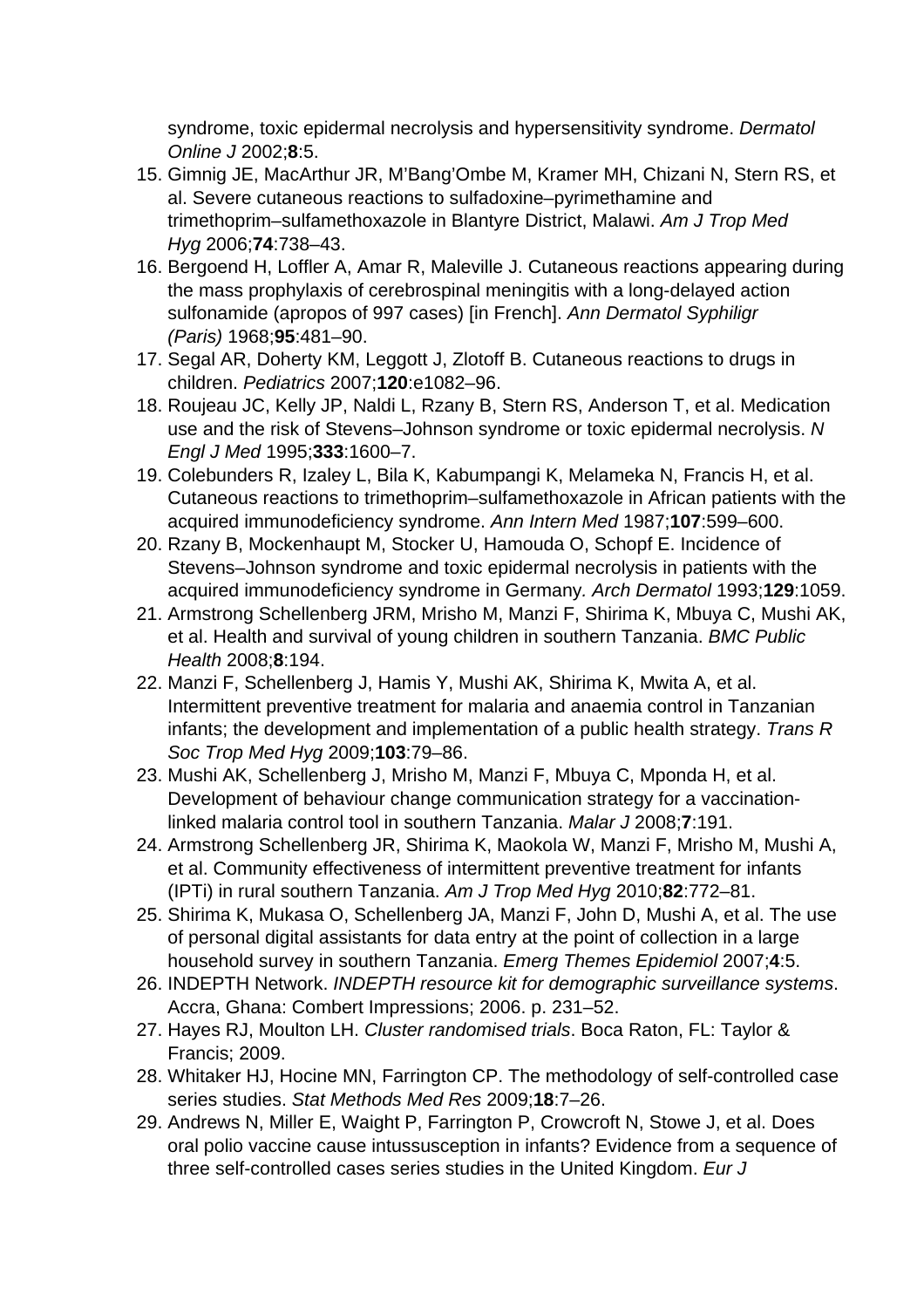syndrome, toxic epidermal necrolysis and hypersensitivity syndrome. *Dermatol Online J* 2002;**8**:5.

15. Gimnig JE, MacArthur JR, M'Bang'Ombe M, Kramer MH, Chizani N, Stern RS, et al. Severe cutaneous reactions to sulfadoxine–pyrimethamine and trimethoprim–sulfamethoxazole in Blantyre District, Malawi. *Am J Trop Med Hyg* 2006;**74**:738–43.
16. Bergoend H, Loffler A, Amar R, Maleville J. Cutaneous reactions appearing during the mass prophylaxis of cerebrospinal meningitis with a long-delayed action sulfonamide (apropos of 997 cases) [in French]. *Ann Dermatol Syphiligr (Paris)* 1968;**95**:481–90.
17. Segal AR, Doherty KM, Leggott J, Zlotoff B. Cutaneous reactions to drugs in children. *Pediatrics* 2007;**120**:e1082–96.
18. Roujeau JC, Kelly JP, Naldi L, Rzany B, Stern RS, Anderson T, et al. Medication use and the risk of Stevens–Johnson syndrome or toxic epidermal necrolysis. *N Engl J Med* 1995;**333**:1600–7.
19. Colebunders R, Izaley L, Bila K, Kabumpangi K, Melameka N, Francis H, et al. Cutaneous reactions to trimethoprim–sulfamethoxazole in African patients with the acquired immunodeficiency syndrome. *Ann Intern Med* 1987;**107**:599–600.
20. Rzany B, Mockenhaupt M, Stocker U, Hamouda O, Schopf E. Incidence of Stevens–Johnson syndrome and toxic epidermal necrolysis in patients with the acquired immunodeficiency syndrome in Germany. *Arch Dermatol* 1993;**129**:1059.
21. Armstrong Schellenberg JRM, Mrisho M, Manzi F, Shirima K, Mbuya C, Mushi AK, et al. Health and survival of young children in southern Tanzania. *BMC Public Health* 2008;**8**:194.
22. Manzi F, Schellenberg J, Hamis Y, Mushi AK, Shirima K, Mwita A, et al. Intermittent preventive treatment for malaria and anaemia control in Tanzanian infants; the development and implementation of a public health strategy. *Trans R Soc Trop Med Hyg* 2009;**103**:79–86.
23. Mushi AK, Schellenberg J, Mrisho M, Manzi F, Mbuya C, Mponda H, et al. Development of behaviour change communication strategy for a vaccination-linked malaria control tool in southern Tanzania. *Malar J* 2008;**7**:191.
24. Armstrong Schellenberg JR, Shirima K, Maokola W, Manzi F, Mrisho M, Mushi A, et al. Community effectiveness of intermittent preventive treatment for infants (IPTi) in rural southern Tanzania. *Am J Trop Med Hyg* 2010;**82**:772–81.
25. Shirima K, Mukasa O, Schellenberg JA, Manzi F, John D, Mushi A, et al. The use of personal digital assistants for data entry at the point of collection in a large household survey in southern Tanzania. *Emerg Themes Epidemiol* 2007;**4**:5.
26. INDEPTH Network. *INDEPTH resource kit for demographic surveillance systems*. Accra, Ghana: Combert Impressions; 2006. p. 231–52.
27. Hayes RJ, Moulton LH. *Cluster randomised trials*. Boca Raton, FL: Taylor & Francis; 2009.
28. Whitaker HJ, Hocine MN, Farrington CP. The methodology of self-controlled case series studies. *Stat Methods Med Res* 2009;**18**:7–26.
29. Andrews N, Miller E, Waight P, Farrington P, Crowcroft N, Stowe J, et al. Does oral polio vaccine cause intussusception in infants? Evidence from a sequence of three self-controlled cases series studies in the United Kingdom. *Eur J*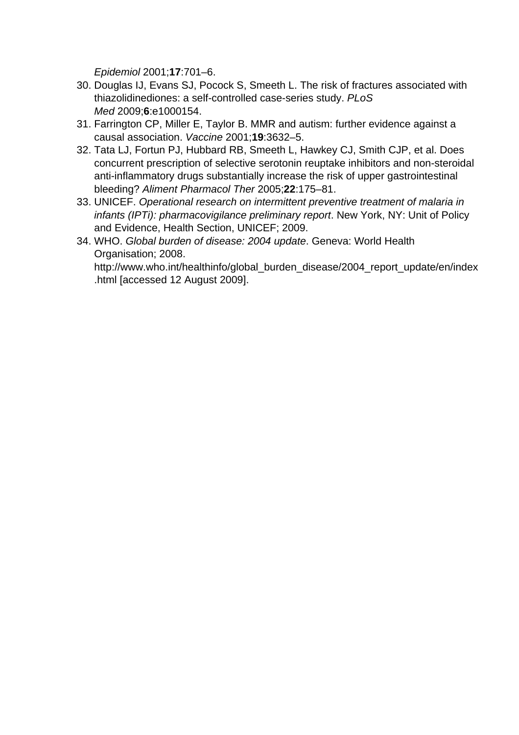*Epidemiol* 2001;**17**:701–6.

30. Douglas IJ, Evans SJ, Pocock S, Smeeth L. The risk of fractures associated with thiazolidinediones: a self-controlled case-series study. *PLoS Med* 2009;**6**:e1000154.
31. Farrington CP, Miller E, Taylor B. MMR and autism: further evidence against a causal association. *Vaccine* 2001;**19**:3632–5.
32. Tata LJ, Fortun PJ, Hubbard RB, Smeeth L, Hawkey CJ, Smith CJP, et al. Does concurrent prescription of selective serotonin reuptake inhibitors and non-steroidal anti-inflammatory drugs substantially increase the risk of upper gastrointestinal bleeding? *Aliment Pharmacol Ther* 2005;**22**:175–81.
33. UNICEF. *Operational research on intermittent preventive treatment of malaria in infants (IPTi): pharmacovigilance preliminary report*. New York, NY: Unit of Policy and Evidence, Health Section, UNICEF; 2009.
34. WHO. *Global burden of disease: 2004 update*. Geneva: World Health Organisation; 2008. http://www.who.int/healthinfo/global_burden_disease/2004_report_update/en/index.html [accessed 12 August 2009].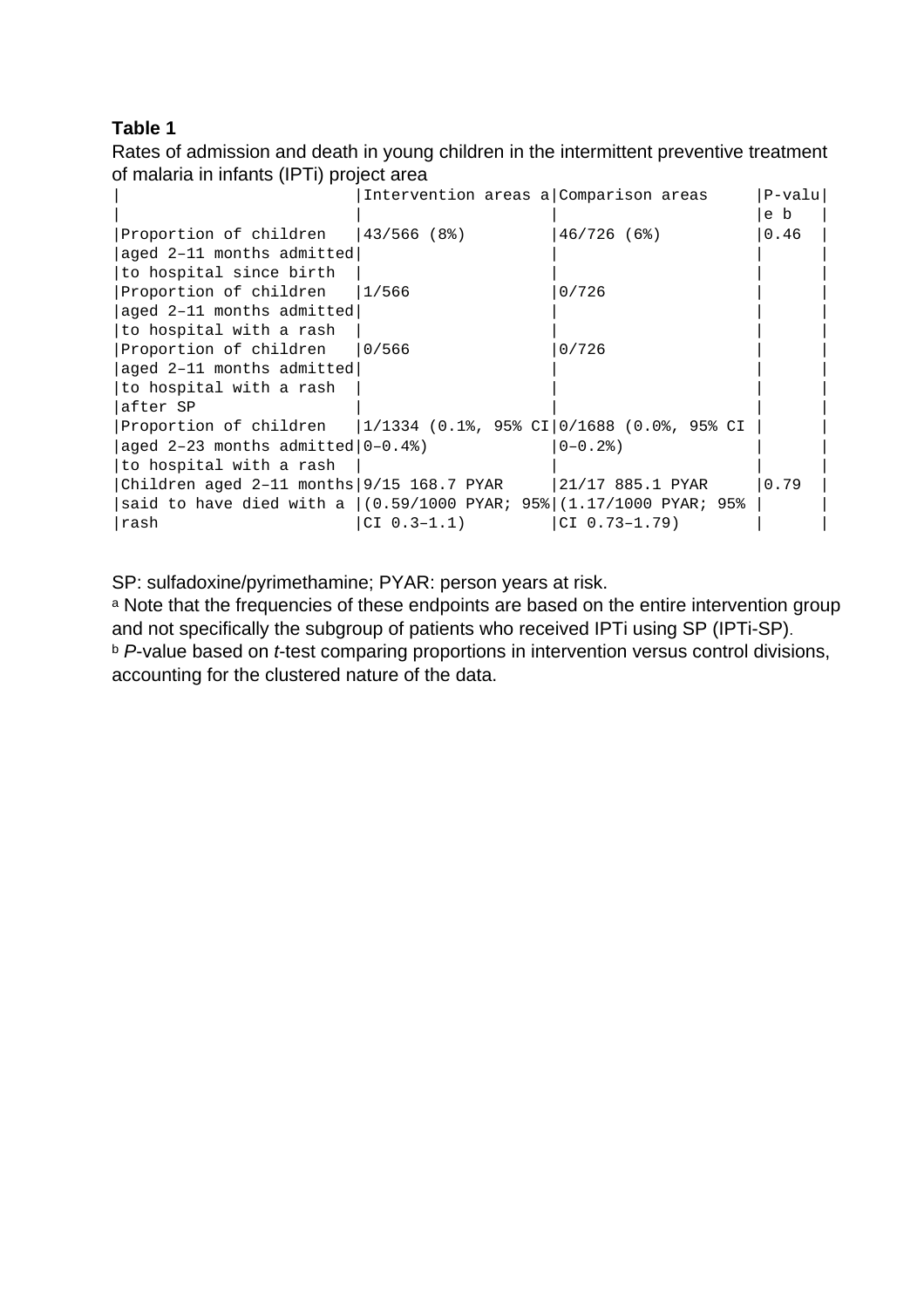**Table 1**

Rates of admission and death in young children in the intermittent preventive treatment of malaria in infants (IPTi) project area

| | Intervention areas [a] | Comparison areas | P-value [b] |
|---|---|---|---|
| Proportion of children aged 2–11 months admitted to hospital since birth | 43/566 (8%) | 46/726 (6%) | 0.46 |
| Proportion of children aged 2–11 months admitted to hospital with a rash | 1/566 | 0/726 | |
| Proportion of children aged 2–11 months admitted to hospital with a rash after SP | 0/566 | 0/726 | |
| Proportion of children aged 2–23 months admitted to hospital with a rash | 1/1334 (0.1%, 95% CI 0–0.4%) | 0/1688 (0.0%, 95% CI 0–0.2%) | |
| Children aged 2–11 months said to have died with a rash | 9/15 168.7 PYAR (0.59/1000 PYAR; 95% CI 0.3–1.1) | 21/17 885.1 PYAR (1.17/1000 PYAR; 95% CI 0.73–1.79) | 0.79 |

SP: sulfadoxine/pyrimethamine; PYAR: person years at risk.

[a] Note that the frequencies of these endpoints are based on the entire intervention group and not specifically the subgroup of patients who received IPTi using SP (IPTi-SP).

[b] *P*-value based on *t*-test comparing proportions in intervention versus control divisions, accounting for the clustered nature of the data.